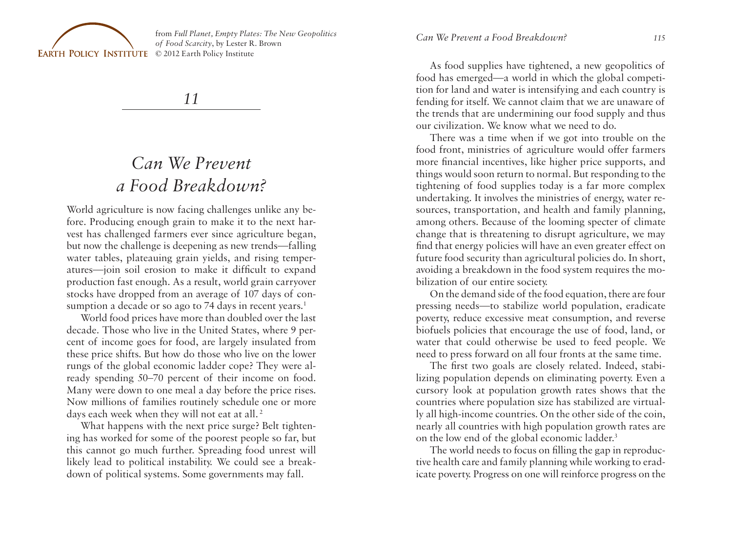from *Full Planet, Empty Plates: The New Geopolitics of Food Scarcity*, by Lester R. Brown
© 2012 Earth Policy Institute

# 11

# Can We Prevent a Food Breakdown?

World agriculture is now facing challenges unlike any before. Producing enough grain to make it to the next harvest has challenged farmers ever since agriculture began, but now the challenge is deepening as new trends—falling water tables, plateauing grain yields, and rising temperatures—join soil erosion to make it difficult to expand production fast enough. As a result, world grain carryover stocks have dropped from an average of 107 days of consumption a decade or so ago to 74 days in recent years.[1]

World food prices have more than doubled over the last decade. Those who live in the United States, where 9 percent of income goes for food, are largely insulated from these price shifts. But how do those who live on the lower rungs of the global economic ladder cope? They were already spending 50–70 percent of their income on food. Many were down to one meal a day before the price rises. Now millions of families routinely schedule one or more days each week when they will not eat at all.[2]

What happens with the next price surge? Belt tightening has worked for some of the poorest people so far, but this cannot go much further. Spreading food unrest will likely lead to political instability. We could see a breakdown of political systems. Some governments may fall.

As food supplies have tightened, a new geopolitics of food has emerged—a world in which the global competition for land and water is intensifying and each country is fending for itself. We cannot claim that we are unaware of the trends that are undermining our food supply and thus our civilization. We know what we need to do.

There was a time when if we got into trouble on the food front, ministries of agriculture would offer farmers more financial incentives, like higher price supports, and things would soon return to normal. But responding to the tightening of food supplies today is a far more complex undertaking. It involves the ministries of energy, water resources, transportation, and health and family planning, among others. Because of the looming specter of climate change that is threatening to disrupt agriculture, we may find that energy policies will have an even greater effect on future food security than agricultural policies do. In short, avoiding a breakdown in the food system requires the mobilization of our entire society.

On the demand side of the food equation, there are four pressing needs—to stabilize world population, eradicate poverty, reduce excessive meat consumption, and reverse biofuels policies that encourage the use of food, land, or water that could otherwise be used to feed people. We need to press forward on all four fronts at the same time.

The first two goals are closely related. Indeed, stabilizing population depends on eliminating poverty. Even a cursory look at population growth rates shows that the countries where population size has stabilized are virtually all high-income countries. On the other side of the coin, nearly all countries with high population growth rates are on the low end of the global economic ladder.[3]

The world needs to focus on filling the gap in reproductive health care and family planning while working to eradicate poverty. Progress on one will reinforce progress on the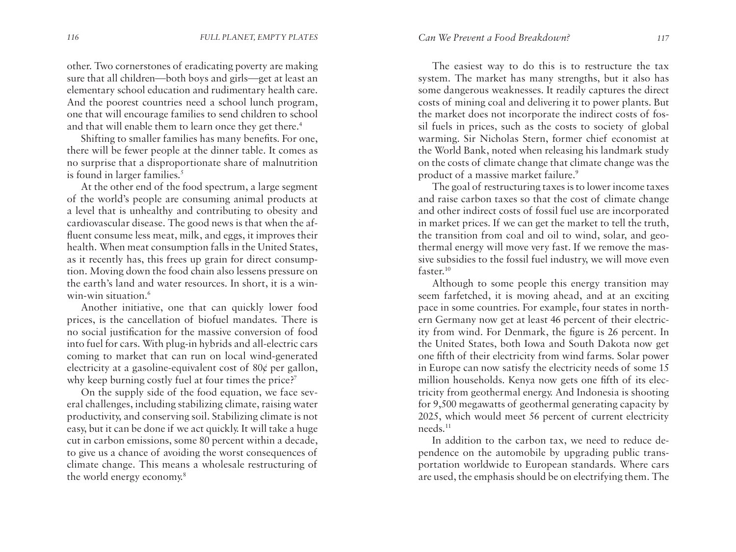other. Two cornerstones of eradicating poverty are making sure that all children—both boys and girls—get at least an elementary school education and rudimentary health care. And the poorest countries need a school lunch program, one that will encourage families to send children to school and that will enable them to learn once they get there.[4]

Shifting to smaller families has many benefits. For one, there will be fewer people at the dinner table. It comes as no surprise that a disproportionate share of malnutrition is found in larger families.[5]

At the other end of the food spectrum, a large segment of the world's people are consuming animal products at a level that is unhealthy and contributing to obesity and cardiovascular disease. The good news is that when the affluent consume less meat, milk, and eggs, it improves their health. When meat consumption falls in the United States, as it recently has, this frees up grain for direct consumption. Moving down the food chain also lessens pressure on the earth's land and water resources. In short, it is a win-win-win situation.[6]

Another initiative, one that can quickly lower food prices, is the cancellation of biofuel mandates. There is no social justification for the massive conversion of food into fuel for cars. With plug-in hybrids and all-electric cars coming to market that can run on local wind-generated electricity at a gasoline-equivalent cost of 80¢ per gallon, why keep burning costly fuel at four times the price?[7]

On the supply side of the food equation, we face several challenges, including stabilizing climate, raising water productivity, and conserving soil. Stabilizing climate is not easy, but it can be done if we act quickly. It will take a huge cut in carbon emissions, some 80 percent within a decade, to give us a chance of avoiding the worst consequences of climate change. This means a wholesale restructuring of the world energy economy.[8]

The easiest way to do this is to restructure the tax system. The market has many strengths, but it also has some dangerous weaknesses. It readily captures the direct costs of mining coal and delivering it to power plants. But the market does not incorporate the indirect costs of fossil fuels in prices, such as the costs to society of global warming. Sir Nicholas Stern, former chief economist at the World Bank, noted when releasing his landmark study on the costs of climate change that climate change was the product of a massive market failure.[9]

The goal of restructuring taxes is to lower income taxes and raise carbon taxes so that the cost of climate change and other indirect costs of fossil fuel use are incorporated in market prices. If we can get the market to tell the truth, the transition from coal and oil to wind, solar, and geothermal energy will move very fast. If we remove the massive subsidies to the fossil fuel industry, we will move even faster.[10]

Although to some people this energy transition may seem farfetched, it is moving ahead, and at an exciting pace in some countries. For example, four states in northern Germany now get at least 46 percent of their electricity from wind. For Denmark, the figure is 26 percent. In the United States, both Iowa and South Dakota now get one fifth of their electricity from wind farms. Solar power in Europe can now satisfy the electricity needs of some 15 million households. Kenya now gets one fifth of its electricity from geothermal energy. And Indonesia is shooting for 9,500 megawatts of geothermal generating capacity by 2025, which would meet 56 percent of current electricity needs.[11]

In addition to the carbon tax, we need to reduce dependence on the automobile by upgrading public transportation worldwide to European standards. Where cars are used, the emphasis should be on electrifying them. The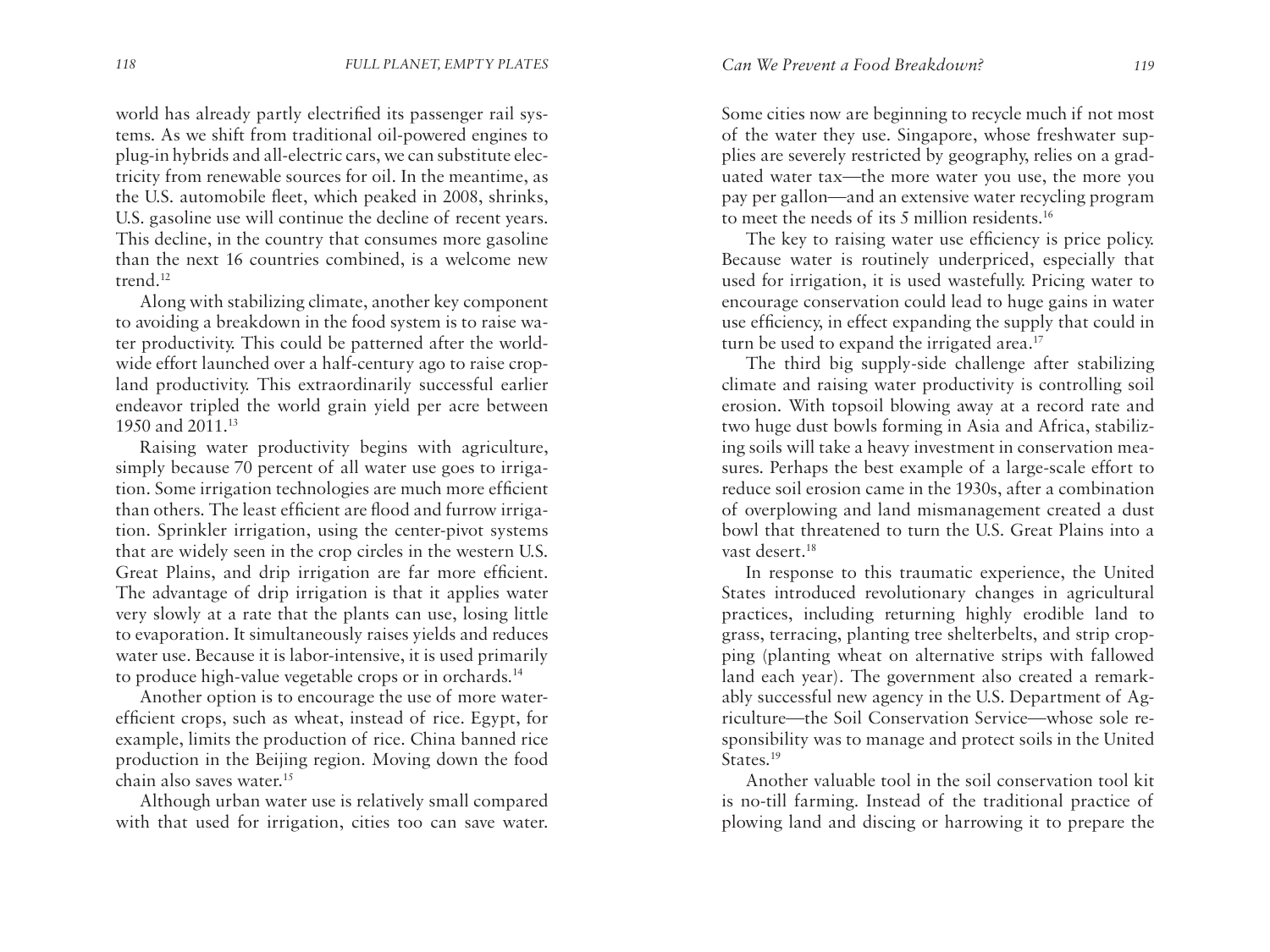world has already partly electrified its passenger rail systems. As we shift from traditional oil-powered engines to plug-in hybrids and all-electric cars, we can substitute electricity from renewable sources for oil. In the meantime, as the U.S. automobile fleet, which peaked in 2008, shrinks, U.S. gasoline use will continue the decline of recent years. This decline, in the country that consumes more gasoline than the next 16 countries combined, is a welcome new trend.[12]

Along with stabilizing climate, another key component to avoiding a breakdown in the food system is to raise water productivity. This could be patterned after the worldwide effort launched over a half-century ago to raise cropland productivity. This extraordinarily successful earlier endeavor tripled the world grain yield per acre between 1950 and 2011.[13]

Raising water productivity begins with agriculture, simply because 70 percent of all water use goes to irrigation. Some irrigation technologies are much more efficient than others. The least efficient are flood and furrow irrigation. Sprinkler irrigation, using the center-pivot systems that are widely seen in the crop circles in the western U.S. Great Plains, and drip irrigation are far more efficient. The advantage of drip irrigation is that it applies water very slowly at a rate that the plants can use, losing little to evaporation. It simultaneously raises yields and reduces water use. Because it is labor-intensive, it is used primarily to produce high-value vegetable crops or in orchards.[14]

Another option is to encourage the use of more water-efficient crops, such as wheat, instead of rice. Egypt, for example, limits the production of rice. China banned rice production in the Beijing region. Moving down the food chain also saves water.[15]

Although urban water use is relatively small compared with that used for irrigation, cities too can save water. Some cities now are beginning to recycle much if not most of the water they use. Singapore, whose freshwater supplies are severely restricted by geography, relies on a graduated water tax—the more water you use, the more you pay per gallon—and an extensive water recycling program to meet the needs of its 5 million residents.[16]

The key to raising water use efficiency is price policy. Because water is routinely underpriced, especially that used for irrigation, it is used wastefully. Pricing water to encourage conservation could lead to huge gains in water use efficiency, in effect expanding the supply that could in turn be used to expand the irrigated area.[17]

The third big supply-side challenge after stabilizing climate and raising water productivity is controlling soil erosion. With topsoil blowing away at a record rate and two huge dust bowls forming in Asia and Africa, stabilizing soils will take a heavy investment in conservation measures. Perhaps the best example of a large-scale effort to reduce soil erosion came in the 1930s, after a combination of overplowing and land mismanagement created a dust bowl that threatened to turn the U.S. Great Plains into a vast desert.[18]

In response to this traumatic experience, the United States introduced revolutionary changes in agricultural practices, including returning highly erodible land to grass, terracing, planting tree shelterbelts, and strip cropping (planting wheat on alternative strips with fallowed land each year). The government also created a remarkably successful new agency in the U.S. Department of Agriculture—the Soil Conservation Service—whose sole responsibility was to manage and protect soils in the United States.[19]

Another valuable tool in the soil conservation tool kit is no-till farming. Instead of the traditional practice of plowing land and discing or harrowing it to prepare the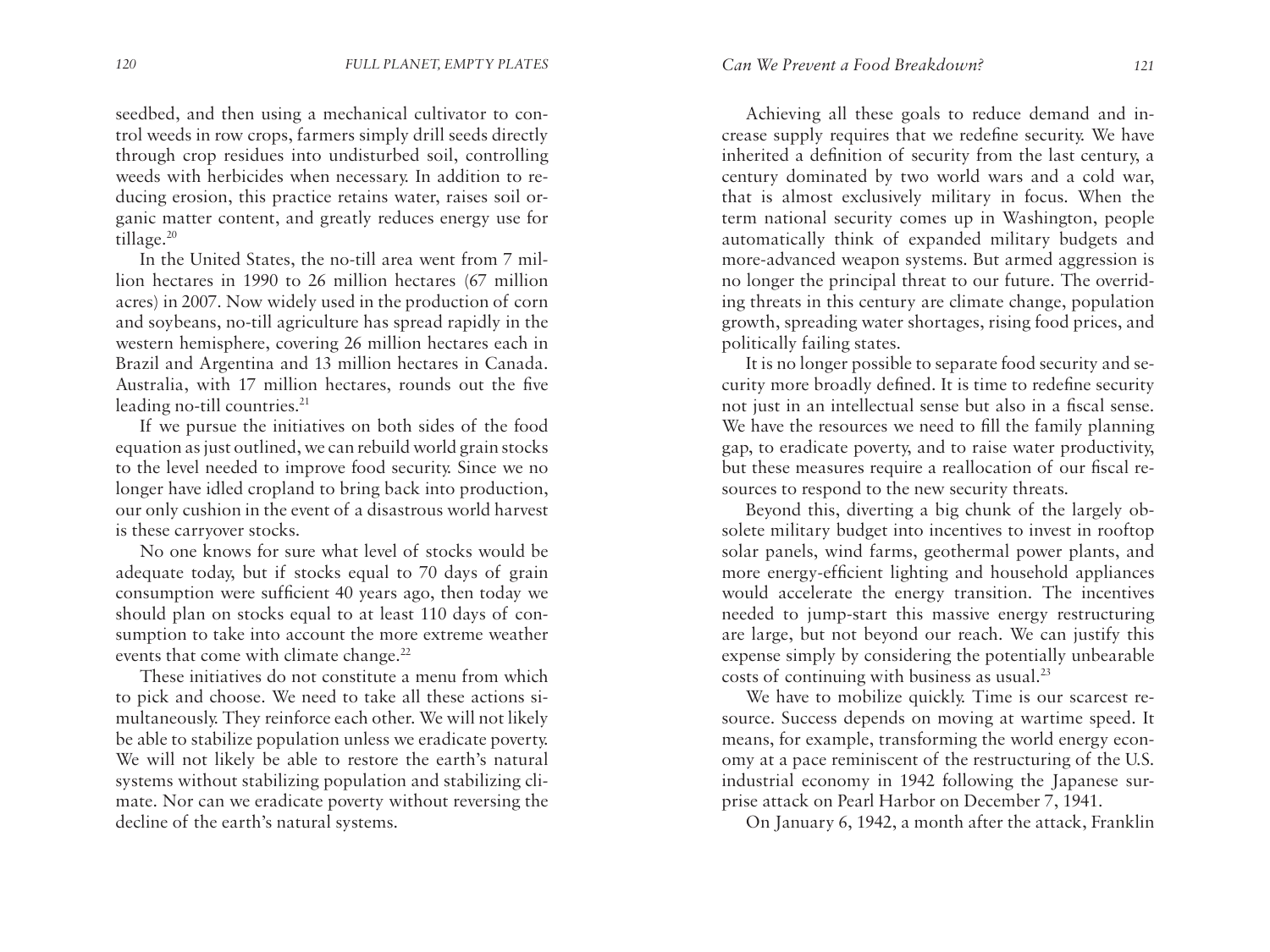seedbed, and then using a mechanical cultivator to control weeds in row crops, farmers simply drill seeds directly through crop residues into undisturbed soil, controlling weeds with herbicides when necessary. In addition to reducing erosion, this practice retains water, raises soil organic matter content, and greatly reduces energy use for tillage.[20]

In the United States, the no-till area went from 7 million hectares in 1990 to 26 million hectares (67 million acres) in 2007. Now widely used in the production of corn and soybeans, no-till agriculture has spread rapidly in the western hemisphere, covering 26 million hectares each in Brazil and Argentina and 13 million hectares in Canada. Australia, with 17 million hectares, rounds out the five leading no-till countries.[21]

If we pursue the initiatives on both sides of the food equation as just outlined, we can rebuild world grain stocks to the level needed to improve food security. Since we no longer have idled cropland to bring back into production, our only cushion in the event of a disastrous world harvest is these carryover stocks.

No one knows for sure what level of stocks would be adequate today, but if stocks equal to 70 days of grain consumption were sufficient 40 years ago, then today we should plan on stocks equal to at least 110 days of consumption to take into account the more extreme weather events that come with climate change.[22]

These initiatives do not constitute a menu from which to pick and choose. We need to take all these actions simultaneously. They reinforce each other. We will not likely be able to stabilize population unless we eradicate poverty. We will not likely be able to restore the earth's natural systems without stabilizing population and stabilizing climate. Nor can we eradicate poverty without reversing the decline of the earth's natural systems.

Achieving all these goals to reduce demand and increase supply requires that we redefine security. We have inherited a definition of security from the last century, a century dominated by two world wars and a cold war, that is almost exclusively military in focus. When the term national security comes up in Washington, people automatically think of expanded military budgets and more-advanced weapon systems. But armed aggression is no longer the principal threat to our future. The overriding threats in this century are climate change, population growth, spreading water shortages, rising food prices, and politically failing states.

It is no longer possible to separate food security and security more broadly defined. It is time to redefine security not just in an intellectual sense but also in a fiscal sense. We have the resources we need to fill the family planning gap, to eradicate poverty, and to raise water productivity, but these measures require a reallocation of our fiscal resources to respond to the new security threats.

Beyond this, diverting a big chunk of the largely obsolete military budget into incentives to invest in rooftop solar panels, wind farms, geothermal power plants, and more energy-efficient lighting and household appliances would accelerate the energy transition. The incentives needed to jump-start this massive energy restructuring are large, but not beyond our reach. We can justify this expense simply by considering the potentially unbearable costs of continuing with business as usual.[23]

We have to mobilize quickly. Time is our scarcest resource. Success depends on moving at wartime speed. It means, for example, transforming the world energy economy at a pace reminiscent of the restructuring of the U.S. industrial economy in 1942 following the Japanese surprise attack on Pearl Harbor on December 7, 1941.

On January 6, 1942, a month after the attack, Franklin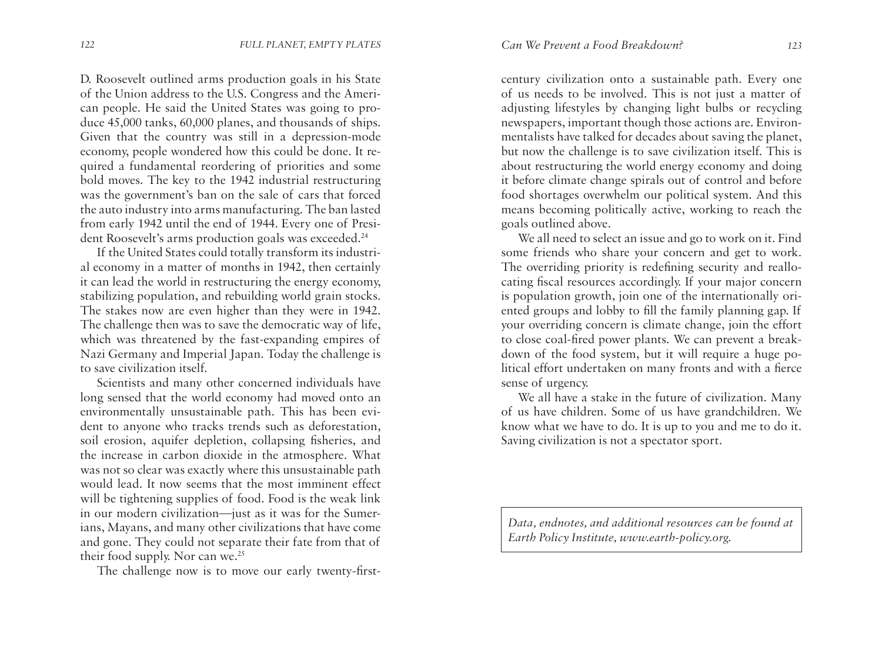D. Roosevelt outlined arms production goals in his State of the Union address to the U.S. Congress and the American people. He said the United States was going to produce 45,000 tanks, 60,000 planes, and thousands of ships. Given that the country was still in a depression-mode economy, people wondered how this could be done. It required a fundamental reordering of priorities and some bold moves. The key to the 1942 industrial restructuring was the government's ban on the sale of cars that forced the auto industry into arms manufacturing. The ban lasted from early 1942 until the end of 1944. Every one of President Roosevelt's arms production goals was exceeded.[24]

If the United States could totally transform its industrial economy in a matter of months in 1942, then certainly it can lead the world in restructuring the energy economy, stabilizing population, and rebuilding world grain stocks. The stakes now are even higher than they were in 1942. The challenge then was to save the democratic way of life, which was threatened by the fast-expanding empires of Nazi Germany and Imperial Japan. Today the challenge is to save civilization itself.

Scientists and many other concerned individuals have long sensed that the world economy had moved onto an environmentally unsustainable path. This has been evident to anyone who tracks trends such as deforestation, soil erosion, aquifer depletion, collapsing fisheries, and the increase in carbon dioxide in the atmosphere. What was not so clear was exactly where this unsustainable path would lead. It now seems that the most imminent effect will be tightening supplies of food. Food is the weak link in our modern civilization—just as it was for the Sumerians, Mayans, and many other civilizations that have come and gone. They could not separate their fate from that of their food supply. Nor can we.[25]

The challenge now is to move our early twenty-first-century civilization onto a sustainable path. Every one of us needs to be involved. This is not just a matter of adjusting lifestyles by changing light bulbs or recycling newspapers, important though those actions are. Environmentalists have talked for decades about saving the planet, but now the challenge is to save civilization itself. This is about restructuring the world energy economy and doing it before climate change spirals out of control and before food shortages overwhelm our political system. And this means becoming politically active, working to reach the goals outlined above.

We all need to select an issue and go to work on it. Find some friends who share your concern and get to work. The overriding priority is redefining security and reallocating fiscal resources accordingly. If your major concern is population growth, join one of the internationally oriented groups and lobby to fill the family planning gap. If your overriding concern is climate change, join the effort to close coal-fired power plants. We can prevent a breakdown of the food system, but it will require a huge political effort undertaken on many fronts and with a fierce sense of urgency.

We all have a stake in the future of civilization. Many of us have children. Some of us have grandchildren. We know what we have to do. It is up to you and me to do it. Saving civilization is not a spectator sport.

*Data, endnotes, and additional resources can be found at Earth Policy Institute, www.earth-policy.org.*